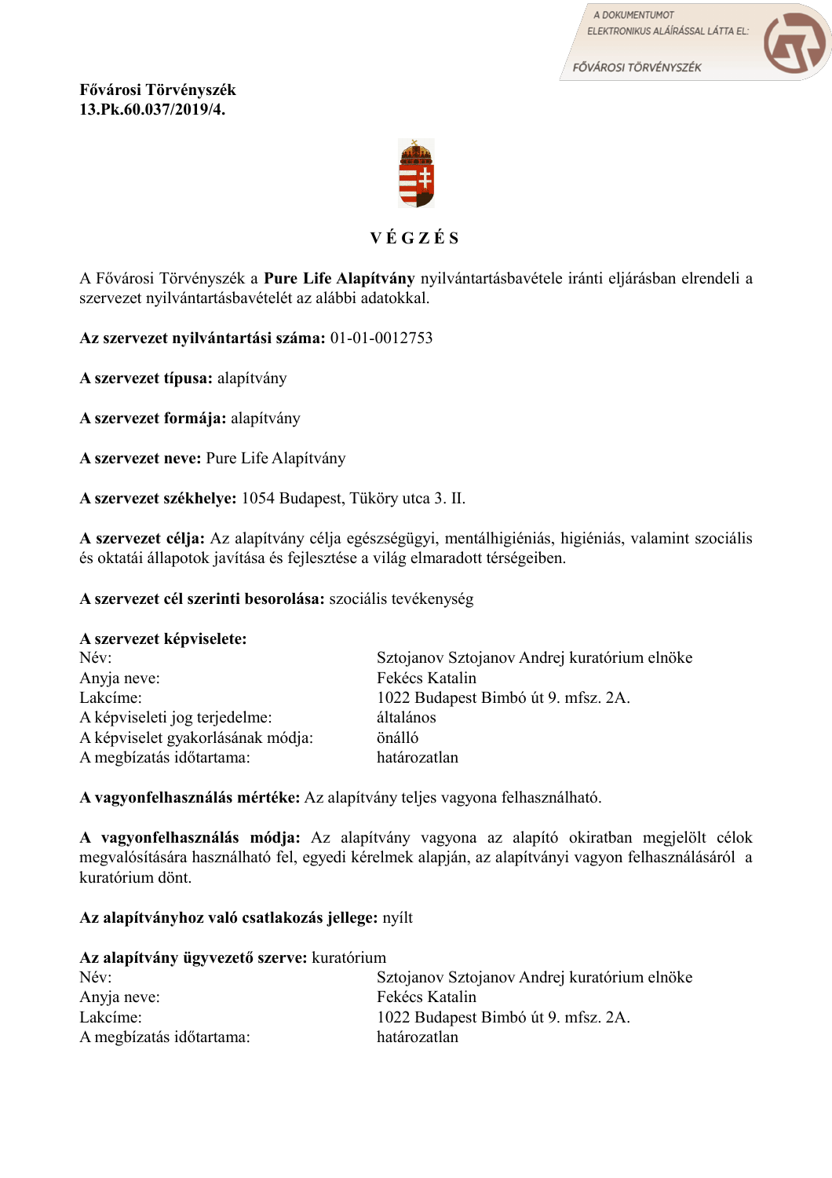A DOKUMENTUMOT ELEKTRONIKUS ALÁÍRÁSSAL LÁTTA EL: FŐVÁROSI TÖRVÉNYSZÉK

**Fővárosi Törvényszék**
**13.Pk.60.037/2019/4.**

# V É G Z É S

A Fővárosi Törvényszék a **Pure Life Alapítvány** nyilvántartásbavétele iránti eljárásban elrendeli a szervezet nyilvántartásbavételét az alábbi adatokkal.

**Az szervezet nyilvántartási száma:** 01-01-0012753

**A szervezet típusa:** alapítvány

**A szervezet formája:** alapítvány

**A szervezet neve:** Pure Life Alapítvány

**A szervezet székhelye:** 1054 Budapest, Tüköry utca 3. II.

**A szervezet célja:** Az alapítvány célja egészségügyi, mentálhigiéniás, higiéniás, valamint szociális és oktatái állapotok javítása és fejlesztése a világ elmaradott térségeiben.

**A szervezet cél szerinti besorolása:** szociális tevékenység

**A szervezet képviselete:**

| | |
|---|---|
| Név: | Sztojanov Sztojanov Andrej kuratórium elnöke |
| Anyja neve: | Fekécs Katalin |
| Lakcíme: | 1022 Budapest Bimbó út 9. mfsz. 2A. |
| A képviseleti jog terjedelme: | általános |
| A képviselet gyakorlásának módja: | önálló |
| A megbízatás időtartama: | határozatlan |

**A vagyonfelhasználás mértéke:** Az alapítvány teljes vagyona felhasználható.

**A vagyonfelhasználás módja:** Az alapítvány vagyona az alapító okiratban megjelölt célok megvalósítására használható fel, egyedi kérelmek alapján, az alapítványi vagyon felhasználásáról a kuratórium dönt.

**Az alapítványhoz való csatlakozás jellege:** nyílt

**Az alapítvány ügyvezető szerve:** kuratórium

| | |
|---|---|
| Név: | Sztojanov Sztojanov Andrej kuratórium elnöke |
| Anyja neve: | Fekécs Katalin |
| Lakcíme: | 1022 Budapest Bimbó út 9. mfsz. 2A. |
| A megbízatás időtartama: | határozatlan |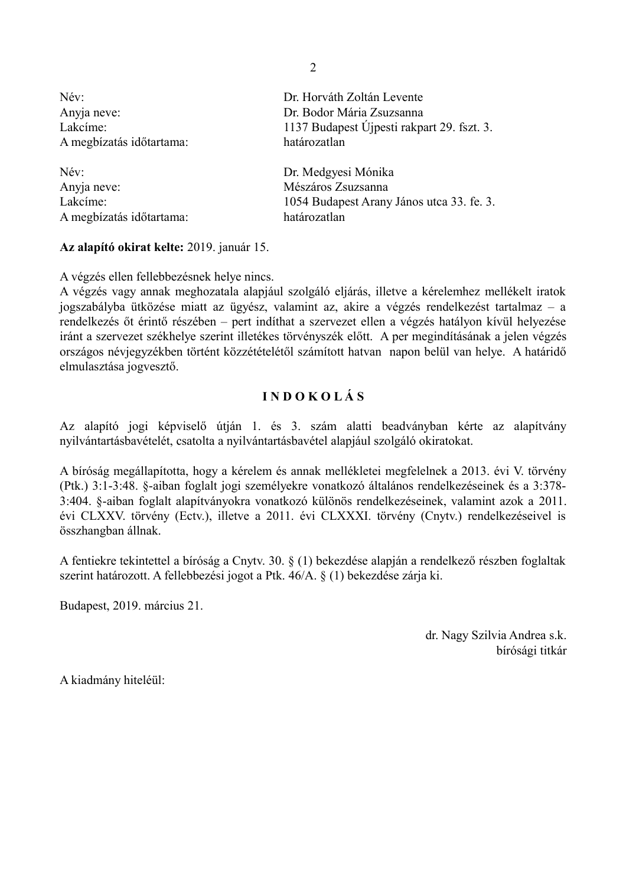| | |
|---|---|
| Név: | Dr. Horváth Zoltán Levente |
| Anyja neve: | Dr. Bodor Mária Zsuzsanna |
| Lakcíme: | 1137 Budapest Újpesti rakpart 29. fszt. 3. |
| A megbízatás időtartama: | határozatlan |

| | |
|---|---|
| Név: | Dr. Medgyesi Mónika |
| Anyja neve: | Mészáros Zsuzsanna |
| Lakcíme: | 1054 Budapest Arany János utca 33. fe. 3. |
| A megbízatás időtartama: | határozatlan |

**Az alapító okirat kelte:** 2019. január 15.

A végzés ellen fellebbezésnek helye nincs.
A végzés vagy annak meghozatala alapjául szolgáló eljárás, illetve a kérelemhez mellékelt iratok jogszabályba ütközése miatt az ügyész, valamint az, akire a végzés rendelkezést tartalmaz – a rendelkezés őt érintő részében – pert indíthat a szervezet ellen a végzés hatályon kívül helyezése iránt a szervezet székhelye szerint illetékes törvényszék előtt. A per megindításának a jelen végzés országos névjegyzékben történt közzétételétől számított hatvan napon belül van helye. A határidő elmulasztása jogvesztő.

## I N D O K O L Á S

Az alapító jogi képviselő útján 1. és 3. szám alatti beadványban kérte az alapítvány nyilvántartásbavételét, csatolta a nyilvántartásbavétel alapjául szolgáló okiratokat.

A bíróság megállapította, hogy a kérelem és annak mellékletei megfelelnek a 2013. évi V. törvény (Ptk.) 3:1-3:48. §-aiban foglalt jogi személyekre vonatkozó általános rendelkezéseinek és a 3:378-3:404. §-aiban foglalt alapítványokra vonatkozó különös rendelkezéseinek, valamint azok a 2011. évi CLXXV. törvény (Ectv.), illetve a 2011. évi CLXXXI. törvény (Cnytv.) rendelkezéseivel is összhangban állnak.

A fentiekre tekintettel a bíróság a Cnytv. 30. § (1) bekezdése alapján a rendelkező részben foglaltak szerint határozott. A fellebbezési jogot a Ptk. 46/A. § (1) bekezdése zárja ki.

Budapest, 2019. március 21.

dr. Nagy Szilvia Andrea s.k.
bírósági titkár

A kiadmány hiteléül: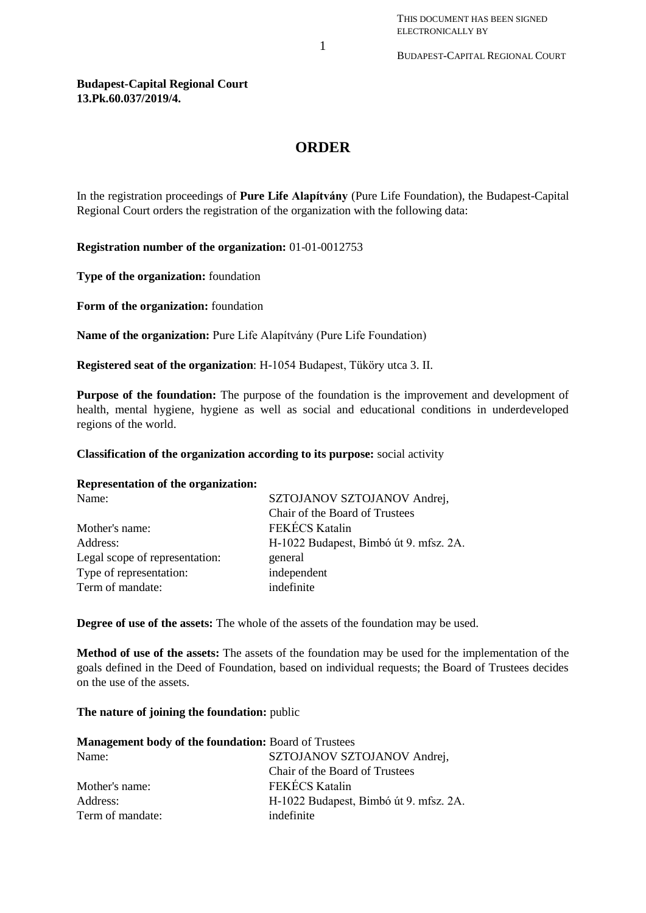THIS DOCUMENT HAS BEEN SIGNED ELECTRONICALLY BY

BUDAPEST-CAPITAL REGIONAL COURT

**Budapest-Capital Regional Court**
**13.Pk.60.037/2019/4.**

# ORDER

In the registration proceedings of **Pure Life Alapítvány** (Pure Life Foundation), the Budapest-Capital Regional Court orders the registration of the organization with the following data:

**Registration number of the organization:** 01-01-0012753

**Type of the organization:** foundation

**Form of the organization:** foundation

**Name of the organization:** Pure Life Alapítvány (Pure Life Foundation)

**Registered seat of the organization**: H-1054 Budapest, Tüköry utca 3. II.

**Purpose of the foundation:** The purpose of the foundation is the improvement and development of health, mental hygiene, hygiene as well as social and educational conditions in underdeveloped regions of the world.

**Classification of the organization according to its purpose:** social activity

**Representation of the organization:**

| | |
|---|---|
| Name: | SZTOJANOV SZTOJANOV Andrej, Chair of the Board of Trustees |
| Mother's name: | FEKÉCS Katalin |
| Address: | H-1022 Budapest, Bimbó út 9. mfsz. 2A. |
| Legal scope of representation: | general |
| Type of representation: | independent |
| Term of mandate: | indefinite |

**Degree of use of the assets:** The whole of the assets of the foundation may be used.

**Method of use of the assets:** The assets of the foundation may be used for the implementation of the goals defined in the Deed of Foundation, based on individual requests; the Board of Trustees decides on the use of the assets.

**The nature of joining the foundation:** public

**Management body of the foundation:** Board of Trustees

| | |
|---|---|
| Name: | SZTOJANOV SZTOJANOV Andrej, Chair of the Board of Trustees |
| Mother's name: | FEKÉCS Katalin |
| Address: | H-1022 Budapest, Bimbó út 9. mfsz. 2A. |
| Term of mandate: | indefinite |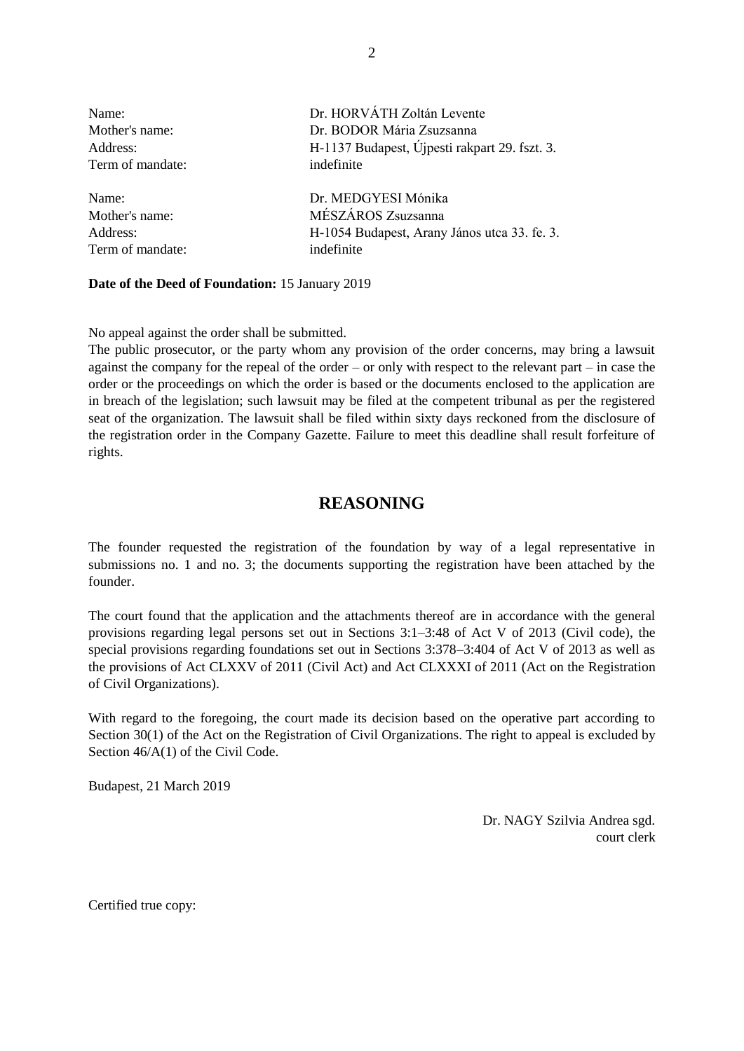| | |
|---|---|
| Name: | Dr. HORVÁTH Zoltán Levente |
| Mother's name: | Dr. BODOR Mária Zsuzsanna |
| Address: | H-1137 Budapest, Újpesti rakpart 29. fszt. 3. |
| Term of mandate: | indefinite |

| | |
|---|---|
| Name: | Dr. MEDGYESI Mónika |
| Mother's name: | MÉSZÁROS Zsuzsanna |
| Address: | H-1054 Budapest, Arany János utca 33. fe. 3. |
| Term of mandate: | indefinite |

**Date of the Deed of Foundation:** 15 January 2019

No appeal against the order shall be submitted.
The public prosecutor, or the party whom any provision of the order concerns, may bring a lawsuit against the company for the repeal of the order – or only with respect to the relevant part – in case the order or the proceedings on which the order is based or the documents enclosed to the application are in breach of the legislation; such lawsuit may be filed at the competent tribunal as per the registered seat of the organization. The lawsuit shall be filed within sixty days reckoned from the disclosure of the registration order in the Company Gazette. Failure to meet this deadline shall result forfeiture of rights.

## REASONING

The founder requested the registration of the foundation by way of a legal representative in submissions no. 1 and no. 3; the documents supporting the registration have been attached by the founder.

The court found that the application and the attachments thereof are in accordance with the general provisions regarding legal persons set out in Sections 3:1–3:48 of Act V of 2013 (Civil code), the special provisions regarding foundations set out in Sections 3:378–3:404 of Act V of 2013 as well as the provisions of Act CLXXV of 2011 (Civil Act) and Act CLXXXI of 2011 (Act on the Registration of Civil Organizations).

With regard to the foregoing, the court made its decision based on the operative part according to Section 30(1) of the Act on the Registration of Civil Organizations. The right to appeal is excluded by Section 46/A(1) of the Civil Code.

Budapest, 21 March 2019

Dr. NAGY Szilvia Andrea sgd.
court clerk

Certified true copy: